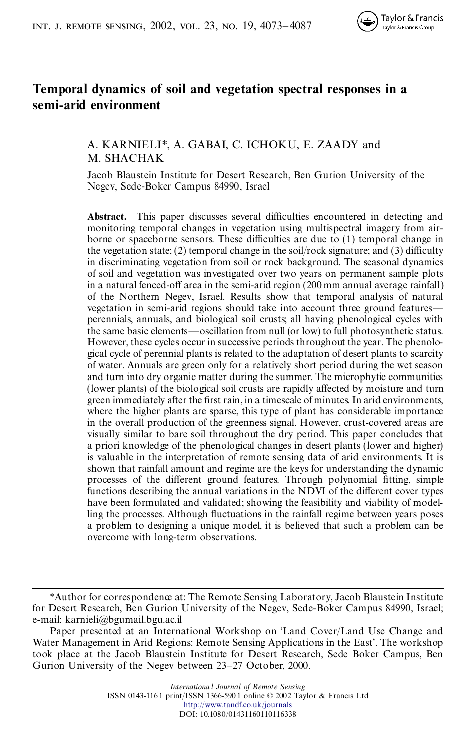# Temporal dynamics of soil and vegetation spectral responses in a semi-arid environment

A. KARNIELI*, A. GABAI, C. ICHOKU, E. ZAADY and M. SHACHAK

Jacob Blaustein Institute for Desert Research, Ben Gurion University of the Negev, Sede-Boker Campus 84990, Israel

**Abstract.** This paper discusses several difficulties encountered in detecting and monitoring temporal changes in vegetation using multispectral imagery from airborne or spaceborne sensors. These difficulties are due to (1) temporal change in the vegetation state; (2) temporal change in the soil/rock signature; and (3) difficulty in discriminating vegetation from soil or rock background. The seasonal dynamics of soil and vegetation was investigated over two years on permanent sample plots in a natural fenced-off area in the semi-arid region (200 mm annual average rainfall) of the Northern Negev, Israel. Results show that temporal analysis of natural vegetation in semi-arid regions should take into account three ground features—perennials, annuals, and biological soil crusts; all having phenological cycles with the same basic elements—oscillation from null (or low) to full photosynthetic status. However, these cycles occur in successive periods throughout the year. The phenological cycle of perennial plants is related to the adaptation of desert plants to scarcity of water. Annuals are green only for a relatively short period during the wet season and turn into dry organic matter during the summer. The microphytic communities (lower plants) of the biological soil crusts are rapidly affected by moisture and turn green immediately after the first rain, in a timescale of minutes. In arid environments, where the higher plants are sparse, this type of plant has considerable importance in the overall production of the greenness signal. However, crust-covered areas are visually similar to bare soil throughout the dry period. This paper concludes that a priori knowledge of the phenological changes in desert plants (lower and higher) is valuable in the interpretation of remote sensing data of arid environments. It is shown that rainfall amount and regime are the keys for understanding the dynamic processes of the different ground features. Through polynomial fitting, simple functions describing the annual variations in the NDVI of the different cover types have been formulated and validated; showing the feasibility and viability of modelling the processes. Although fluctuations in the rainfall regime between years poses a problem to designing a unique model, it is believed that such a problem can be overcome with long-term observations.

---

*Author for correspondence at: The Remote Sensing Laboratory, Jacob Blaustein Institute for Desert Research, Ben Gurion University of the Negev, Sede-Boker Campus 84990, Israel; e-mail: karnieli@bgumail.bgu.ac.il

Paper presented at an International Workshop on 'Land Cover/Land Use Change and Water Management in Arid Regions: Remote Sensing Applications in the East'. The workshop took place at the Jacob Blaustein Institute for Desert Research, Sede Boker Campus, Ben Gurion University of the Negev between 23–27 October, 2000.

*International Journal of Remote Sensing*
ISSN 0143-1161 print/ISSN 1366-5901 online © 2002 Taylor & Francis Ltd
http://www.tandf.co.uk/journals
DOI: 10.1080/01431160110116338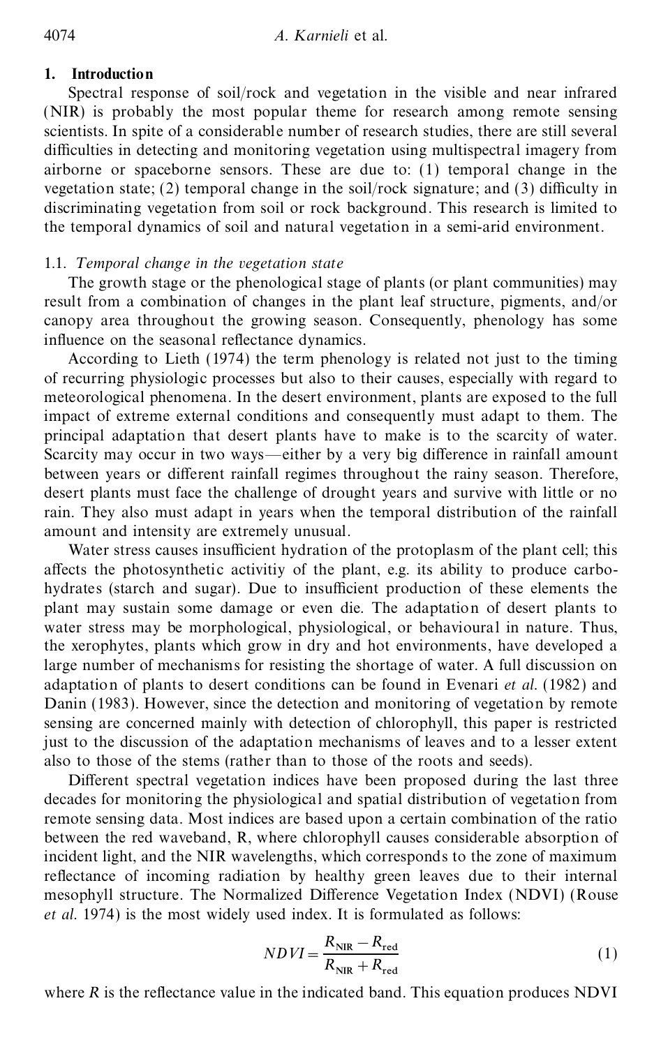## 1. Introduction

Spectral response of soil/rock and vegetation in the visible and near infrared (NIR) is probably the most popular theme for research among remote sensing scientists. In spite of a considerable number of research studies, there are still several difficulties in detecting and monitoring vegetation using multispectral imagery from airborne or spaceborne sensors. These are due to: (1) temporal change in the vegetation state; (2) temporal change in the soil/rock signature; and (3) difficulty in discriminating vegetation from soil or rock background. This research is limited to the temporal dynamics of soil and natural vegetation in a semi-arid environment.

### 1.1. *Temporal change in the vegetation state*

The growth stage or the phenological stage of plants (or plant communities) may result from a combination of changes in the plant leaf structure, pigments, and/or canopy area throughout the growing season. Consequently, phenology has some influence on the seasonal reflectance dynamics.

According to Lieth (1974) the term phenology is related not just to the timing of recurring physiologic processes but also to their causes, especially with regard to meteorological phenomena. In the desert environment, plants are exposed to the full impact of extreme external conditions and consequently must adapt to them. The principal adaptation that desert plants have to make is to the scarcity of water. Scarcity may occur in two ways—either by a very big difference in rainfall amount between years or different rainfall regimes throughout the rainy season. Therefore, desert plants must face the challenge of drought years and survive with little or no rain. They also must adapt in years when the temporal distribution of the rainfall amount and intensity are extremely unusual.

Water stress causes insufficient hydration of the protoplasm of the plant cell; this affects the photosynthetic activitiy of the plant, e.g. its ability to produce carbohydrates (starch and sugar). Due to insufficient production of these elements the plant may sustain some damage or even die. The adaptation of desert plants to water stress may be morphological, physiological, or behavioural in nature. Thus, the xerophytes, plants which grow in dry and hot environments, have developed a large number of mechanisms for resisting the shortage of water. A full discussion on adaptation of plants to desert conditions can be found in Evenari *et al.* (1982) and Danin (1983). However, since the detection and monitoring of vegetation by remote sensing are concerned mainly with detection of chlorophyll, this paper is restricted just to the discussion of the adaptation mechanisms of leaves and to a lesser extent also to those of the stems (rather than to those of the roots and seeds).

Different spectral vegetation indices have been proposed during the last three decades for monitoring the physiological and spatial distribution of vegetation from remote sensing data. Most indices are based upon a certain combination of the ratio between the red waveband, R, where chlorophyll causes considerable absorption of incident light, and the NIR wavelengths, which corresponds to the zone of maximum reflectance of incoming radiation by healthy green leaves due to their internal mesophyll structure. The Normalized Difference Vegetation Index (NDVI) (Rouse *et al.* 1974) is the most widely used index. It is formulated as follows:

$$NDVI = \frac{R_{\mathrm{NIR}} - R_{\mathrm{red}}}{R_{\mathrm{NIR}} + R_{\mathrm{red}}} \tag{1}$$

where $R$ is the reflectance value in the indicated band. This equation produces NDVI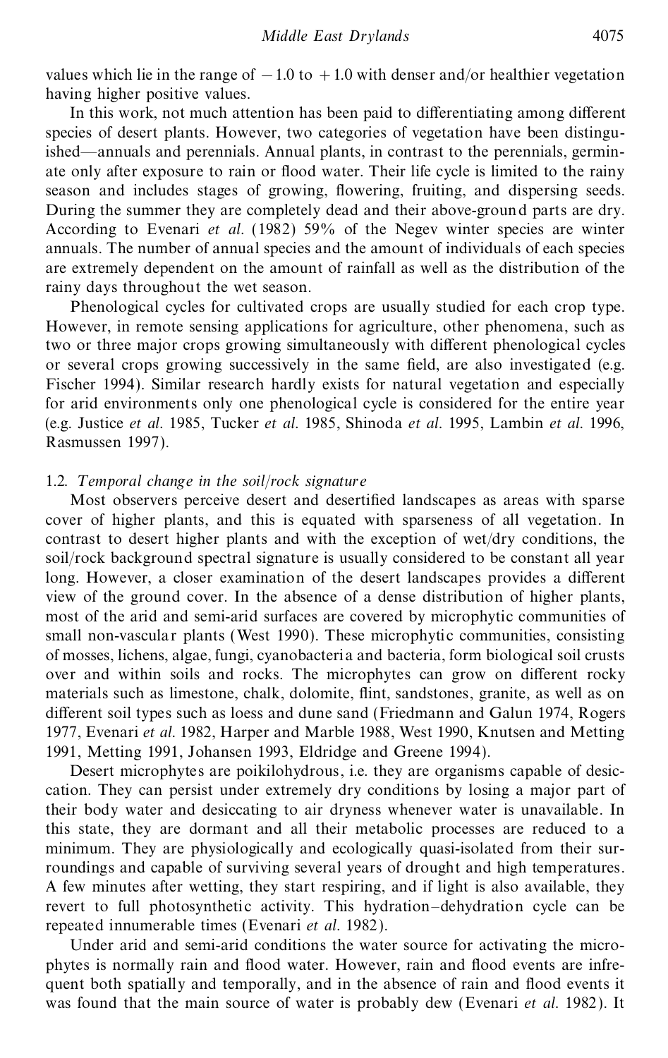values which lie in the range of $-1.0$ to $+1.0$ with denser and/or healthier vegetation having higher positive values.

In this work, not much attention has been paid to differentiating among different species of desert plants. However, two categories of vegetation have been distinguished—annuals and perennials. Annual plants, in contrast to the perennials, germinate only after exposure to rain or flood water. Their life cycle is limited to the rainy season and includes stages of growing, flowering, fruiting, and dispersing seeds. During the summer they are completely dead and their above-ground parts are dry. According to Evenari *et al.* (1982) 59% of the Negev winter species are winter annuals. The number of annual species and the amount of individuals of each species are extremely dependent on the amount of rainfall as well as the distribution of the rainy days throughout the wet season.

Phenological cycles for cultivated crops are usually studied for each crop type. However, in remote sensing applications for agriculture, other phenomena, such as two or three major crops growing simultaneously with different phenological cycles or several crops growing successively in the same field, are also investigated (e.g. Fischer 1994). Similar research hardly exists for natural vegetation and especially for arid environments only one phenological cycle is considered for the entire year (e.g. Justice *et al.* 1985, Tucker *et al.* 1985, Shinoda *et al.* 1995, Lambin *et al.* 1996, Rasmussen 1997).

### 1.2. *Temporal change in the soil/rock signature*

Most observers perceive desert and desertified landscapes as areas with sparse cover of higher plants, and this is equated with sparseness of all vegetation. In contrast to desert higher plants and with the exception of wet/dry conditions, the soil/rock background spectral signature is usually considered to be constant all year long. However, a closer examination of the desert landscapes provides a different view of the ground cover. In the absence of a dense distribution of higher plants, most of the arid and semi-arid surfaces are covered by microphytic communities of small non-vascular plants (West 1990). These microphytic communities, consisting of mosses, lichens, algae, fungi, cyanobacteria and bacteria, form biological soil crusts over and within soils and rocks. The microphytes can grow on different rocky materials such as limestone, chalk, dolomite, flint, sandstones, granite, as well as on different soil types such as loess and dune sand (Friedmann and Galun 1974, Rogers 1977, Evenari *et al.* 1982, Harper and Marble 1988, West 1990, Knutsen and Metting 1991, Metting 1991, Johansen 1993, Eldridge and Greene 1994).

Desert microphytes are poikilohydrous, i.e. they are organisms capable of desiccation. They can persist under extremely dry conditions by losing a major part of their body water and desiccating to air dryness whenever water is unavailable. In this state, they are dormant and all their metabolic processes are reduced to a minimum. They are physiologically and ecologically quasi-isolated from their surroundings and capable of surviving several years of drought and high temperatures. A few minutes after wetting, they start respiring, and if light is also available, they revert to full photosynthetic activity. This hydration–dehydration cycle can be repeated innumerable times (Evenari *et al.* 1982).

Under arid and semi-arid conditions the water source for activating the microphytes is normally rain and flood water. However, rain and flood events are infrequent both spatially and temporally, and in the absence of rain and flood events it was found that the main source of water is probably dew (Evenari *et al.* 1982). It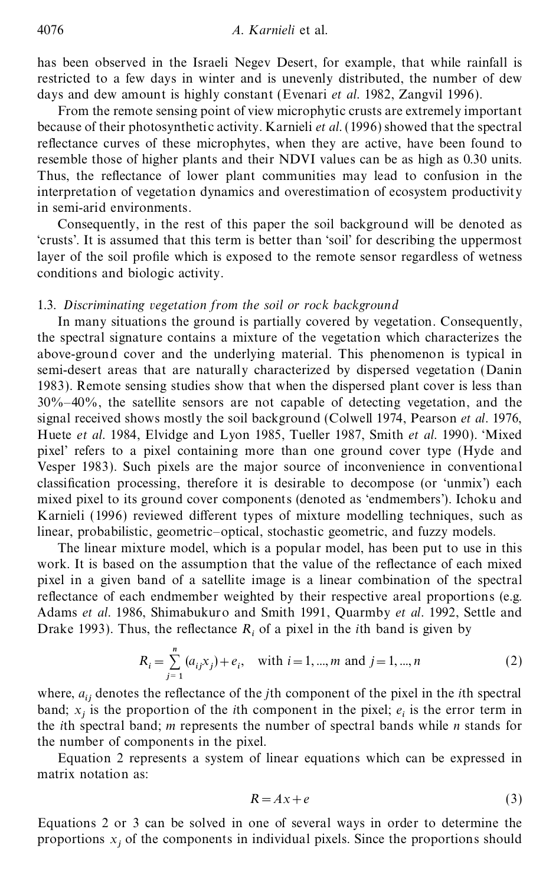has been observed in the Israeli Negev Desert, for example, that while rainfall is restricted to a few days in winter and is unevenly distributed, the number of dew days and dew amount is highly constant (Evenari *et al.* 1982, Zangvil 1996).

From the remote sensing point of view microphytic crusts are extremely important because of their photosynthetic activity. Karnieli *et al.* (1996) showed that the spectral reflectance curves of these microphytes, when they are active, have been found to resemble those of higher plants and their NDVI values can be as high as 0.30 units. Thus, the reflectance of lower plant communities may lead to confusion in the interpretation of vegetation dynamics and overestimation of ecosystem productivity in semi-arid environments.

Consequently, in the rest of this paper the soil background will be denoted as 'crusts'. It is assumed that this term is better than 'soil' for describing the uppermost layer of the soil profile which is exposed to the remote sensor regardless of wetness conditions and biologic activity.

### 1.3. *Discriminating vegetation from the soil or rock background*

In many situations the ground is partially covered by vegetation. Consequently, the spectral signature contains a mixture of the vegetation which characterizes the above-ground cover and the underlying material. This phenomenon is typical in semi-desert areas that are naturally characterized by dispersed vegetation (Danin 1983). Remote sensing studies show that when the dispersed plant cover is less than 30%–40%, the satellite sensors are not capable of detecting vegetation, and the signal received shows mostly the soil background (Colwell 1974, Pearson *et al.* 1976, Huete *et al.* 1984, Elvidge and Lyon 1985, Tueller 1987, Smith *et al.* 1990). 'Mixed pixel' refers to a pixel containing more than one ground cover type (Hyde and Vesper 1983). Such pixels are the major source of inconvenience in conventional classification processing, therefore it is desirable to decompose (or 'unmix') each mixed pixel to its ground cover components (denoted as 'endmembers'). Ichoku and Karnieli (1996) reviewed different types of mixture modelling techniques, such as linear, probabilistic, geometric–optical, stochastic geometric, and fuzzy models.

The linear mixture model, which is a popular model, has been put to use in this work. It is based on the assumption that the value of the reflectance of each mixed pixel in a given band of a satellite image is a linear combination of the spectral reflectance of each endmember weighted by their respective areal proportions (e.g. Adams *et al.* 1986, Shimabukuro and Smith 1991, Quarmby *et al.* 1992, Settle and Drake 1993). Thus, the reflectance $R_i$ of a pixel in the $i$th band is given by

$$R_i = \sum_{j=1}^{n} (a_{ij} x_j) + e_i, \quad \text{with } i = 1, ..., m \text{ and } j = 1, ..., n \tag{2}$$

where, $a_{ij}$ denotes the reflectance of the $j$th component of the pixel in the $i$th spectral band; $x_j$ is the proportion of the $i$th component in the pixel; $e_i$ is the error term in the $i$th spectral band; $m$ represents the number of spectral bands while $n$ stands for the number of components in the pixel.

Equation 2 represents a system of linear equations which can be expressed in matrix notation as:

$$R = Ax + e \tag{3}$$

Equations 2 or 3 can be solved in one of several ways in order to determine the proportions $x_j$ of the components in individual pixels. Since the proportions should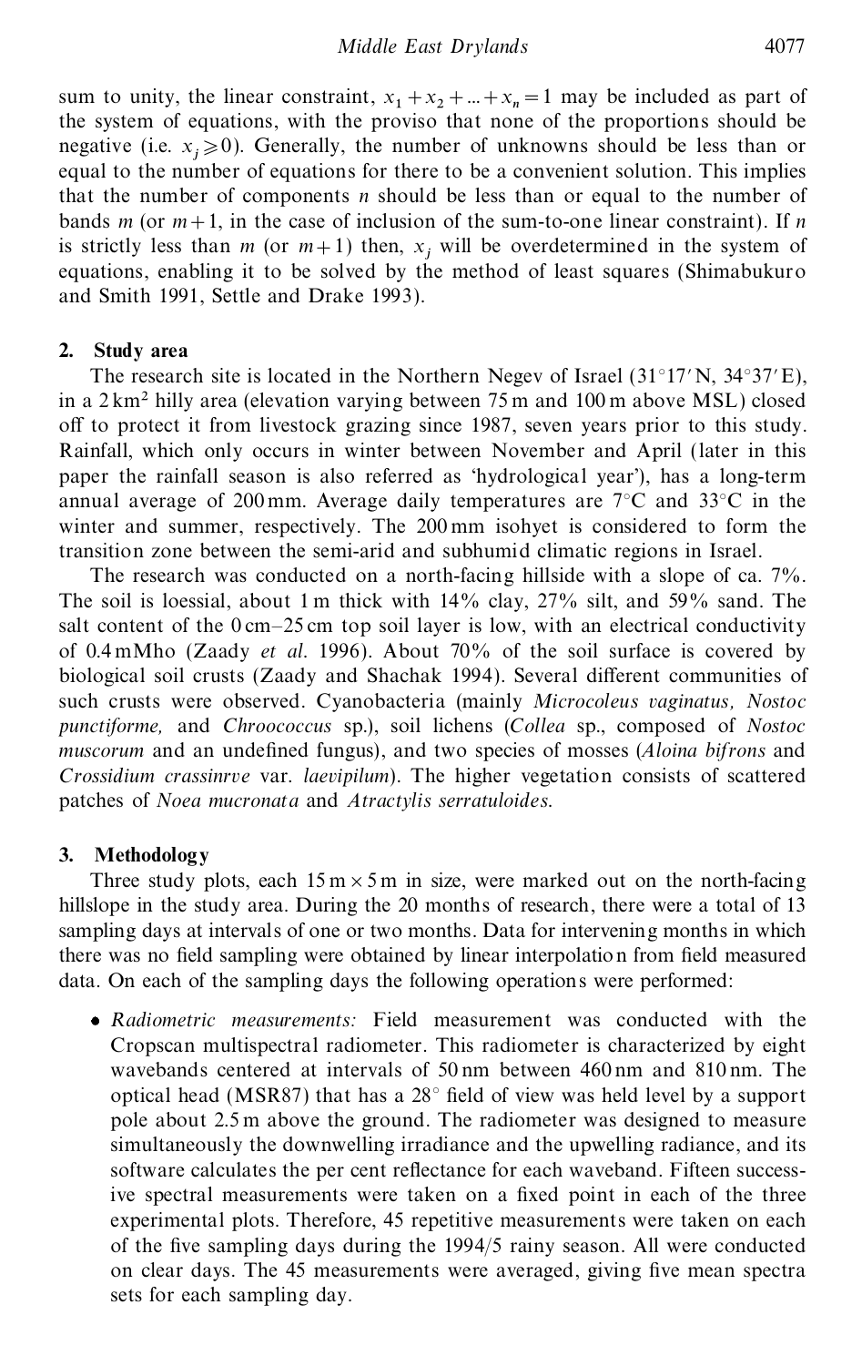sum to unity, the linear constraint, $x_1 + x_2 + ... + x_n = 1$ may be included as part of the system of equations, with the proviso that none of the proportions should be negative (i.e. $x_j \geqslant 0$). Generally, the number of unknowns should be less than or equal to the number of equations for there to be a convenient solution. This implies that the number of components $n$ should be less than or equal to the number of bands $m$ (or $m+1$, in the case of inclusion of the sum-to-one linear constraint). If $n$ is strictly less than $m$ (or $m+1$) then, $x_j$ will be overdetermined in the system of equations, enabling it to be solved by the method of least squares (Shimabukuro and Smith 1991, Settle and Drake 1993).

## 2. Study area

The research site is located in the Northern Negev of Israel (31°17′N, 34°37′E), in a 2 km$^2$ hilly area (elevation varying between 75 m and 100 m above MSL) closed off to protect it from livestock grazing since 1987, seven years prior to this study. Rainfall, which only occurs in winter between November and April (later in this paper the rainfall season is also referred as 'hydrological year'), has a long-term annual average of 200 mm. Average daily temperatures are 7°C and 33°C in the winter and summer, respectively. The 200 mm isohyet is considered to form the transition zone between the semi-arid and subhumid climatic regions in Israel.

The research was conducted on a north-facing hillside with a slope of ca. 7%. The soil is loessial, about 1 m thick with 14% clay, 27% silt, and 59% sand. The salt content of the 0 cm–25 cm top soil layer is low, with an electrical conductivity of 0.4 mMho (Zaady *et al.* 1996). About 70% of the soil surface is covered by biological soil crusts (Zaady and Shachak 1994). Several different communities of such crusts were observed. Cyanobacteria (mainly *Microcoleus vaginatus, Nostoc punctiforme,* and *Chroococcus* sp.), soil lichens (*Collea* sp., composed of *Nostoc muscorum* and an undefined fungus), and two species of mosses (*Aloina bifrons* and *Crossidium crassinrve* var. *laevipilum*). The higher vegetation consists of scattered patches of *Noea mucronata* and *Atractylis serratuloides*.

## 3. Methodology

Three study plots, each 15 m × 5 m in size, were marked out on the north-facing hillslope in the study area. During the 20 months of research, there were a total of 13 sampling days at intervals of one or two months. Data for intervening months in which there was no field sampling were obtained by linear interpolation from field measured data. On each of the sampling days the following operations were performed:

- *Radiometric measurements:* Field measurement was conducted with the Cropscan multispectral radiometer. This radiometer is characterized by eight wavebands centered at intervals of 50 nm between 460 nm and 810 nm. The optical head (MSR87) that has a 28° field of view was held level by a support pole about 2.5 m above the ground. The radiometer was designed to measure simultaneously the downwelling irradiance and the upwelling radiance, and its software calculates the per cent reflectance for each waveband. Fifteen successive spectral measurements were taken on a fixed point in each of the three experimental plots. Therefore, 45 repetitive measurements were taken on each of the five sampling days during the 1994/5 rainy season. All were conducted on clear days. The 45 measurements were averaged, giving five mean spectra sets for each sampling day.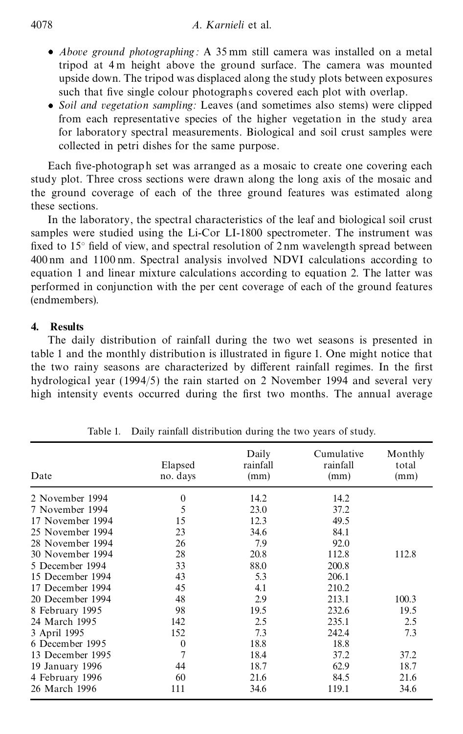- *Above ground photographing:* A 35 mm still camera was installed on a metal tripod at 4 m height above the ground surface. The camera was mounted upside down. The tripod was displaced along the study plots between exposures such that five single colour photographs covered each plot with overlap.
- *Soil and vegetation sampling:* Leaves (and sometimes also stems) were clipped from each representative species of the higher vegetation in the study area for laboratory spectral measurements. Biological and soil crust samples were collected in petri dishes for the same purpose.

Each five-photograph set was arranged as a mosaic to create one covering each study plot. Three cross sections were drawn along the long axis of the mosaic and the ground coverage of each of the three ground features was estimated along these sections.

In the laboratory, the spectral characteristics of the leaf and biological soil crust samples were studied using the Li-Cor LI-1800 spectrometer. The instrument was fixed to 15° field of view, and spectral resolution of 2 nm wavelength spread between 400 nm and 1100 nm. Spectral analysis involved NDVI calculations according to equation 1 and linear mixture calculations according to equation 2. The latter was performed in conjunction with the per cent coverage of each of the ground features (endmembers).

## 4. Results

The daily distribution of rainfall during the two wet seasons is presented in table 1 and the monthly distribution is illustrated in figure 1. One might notice that the two rainy seasons are characterized by different rainfall regimes. In the first hydrological year (1994/5) the rain started on 2 November 1994 and several very high intensity events occurred during the first two months. The annual average

Table 1. Daily rainfall distribution during the two years of study.

| Date | Elapsed no. days | Daily rainfall (mm) | Cumulative rainfall (mm) | Monthly total (mm) |
|---|---|---|---|---|
| 2 November 1994 | 0 | 14.2 | 14.2 | |
| 7 November 1994 | 5 | 23.0 | 37.2 | |
| 17 November 1994 | 15 | 12.3 | 49.5 | |
| 25 November 1994 | 23 | 34.6 | 84.1 | |
| 28 November 1994 | 26 | 7.9 | 92.0 | |
| 30 November 1994 | 28 | 20.8 | 112.8 | 112.8 |
| 5 December 1994 | 33 | 88.0 | 200.8 | |
| 15 December 1994 | 43 | 5.3 | 206.1 | |
| 17 December 1994 | 45 | 4.1 | 210.2 | |
| 20 December 1994 | 48 | 2.9 | 213.1 | 100.3 |
| 8 February 1995 | 98 | 19.5 | 232.6 | 19.5 |
| 24 March 1995 | 142 | 2.5 | 235.1 | 2.5 |
| 3 April 1995 | 152 | 7.3 | 242.4 | 7.3 |
| 6 December 1995 | 0 | 18.8 | 18.8 | |
| 13 December 1995 | 7 | 18.4 | 37.2 | 37.2 |
| 19 January 1996 | 44 | 18.7 | 62.9 | 18.7 |
| 4 February 1996 | 60 | 21.6 | 84.5 | 21.6 |
| 26 March 1996 | 111 | 34.6 | 119.1 | 34.6 |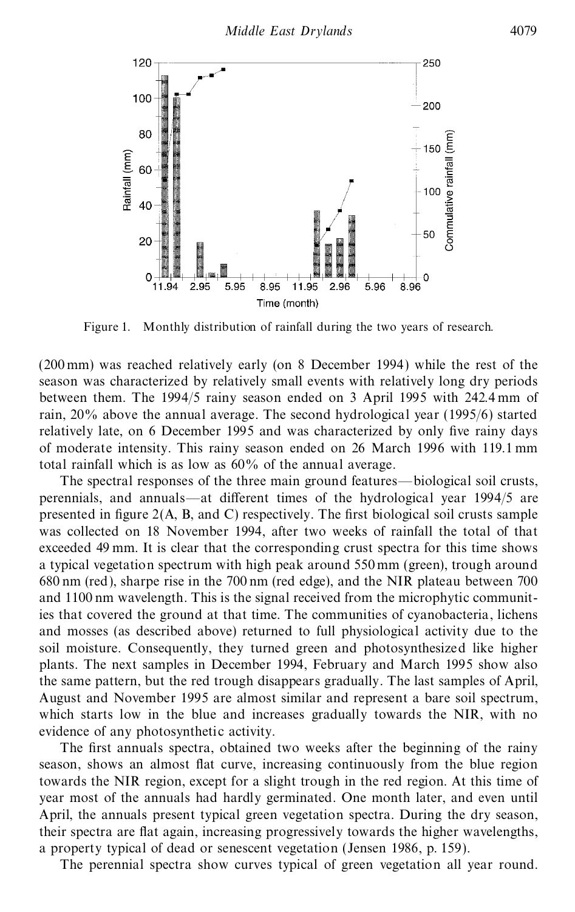Figure 1. Monthly distribution of rainfall during the two years of research.

(200 mm) was reached relatively early (on 8 December 1994) while the rest of the season was characterized by relatively small events with relatively long dry periods between them. The 1994/5 rainy season ended on 3 April 1995 with 242.4 mm of rain, 20% above the annual average. The second hydrological year (1995/6) started relatively late, on 6 December 1995 and was characterized by only five rainy days of moderate intensity. This rainy season ended on 26 March 1996 with 119.1 mm total rainfall which is as low as 60% of the annual average.

The spectral responses of the three main ground features—biological soil crusts, perennials, and annuals—at different times of the hydrological year 1994/5 are presented in figure 2(A, B, and C) respectively. The first biological soil crusts sample was collected on 18 November 1994, after two weeks of rainfall the total of that exceeded 49 mm. It is clear that the corresponding crust spectra for this time shows a typical vegetation spectrum with high peak around 550 mm (green), trough around 680 nm (red), sharpe rise in the 700 nm (red edge), and the NIR plateau between 700 and 1100 nm wavelength. This is the signal received from the microphytic communities that covered the ground at that time. The communities of cyanobacteria, lichens and mosses (as described above) returned to full physiological activity due to the soil moisture. Consequently, they turned green and photosynthesized like higher plants. The next samples in December 1994, February and March 1995 show also the same pattern, but the red trough disappears gradually. The last samples of April, August and November 1995 are almost similar and represent a bare soil spectrum, which starts low in the blue and increases gradually towards the NIR, with no evidence of any photosynthetic activity.

The first annuals spectra, obtained two weeks after the beginning of the rainy season, shows an almost flat curve, increasing continuously from the blue region towards the NIR region, except for a slight trough in the red region. At this time of year most of the annuals had hardly germinated. One month later, and even until April, the annuals present typical green vegetation spectra. During the dry season, their spectra are flat again, increasing progressively towards the higher wavelengths, a property typical of dead or senescent vegetation (Jensen 1986, p. 159).

The perennial spectra show curves typical of green vegetation all year round.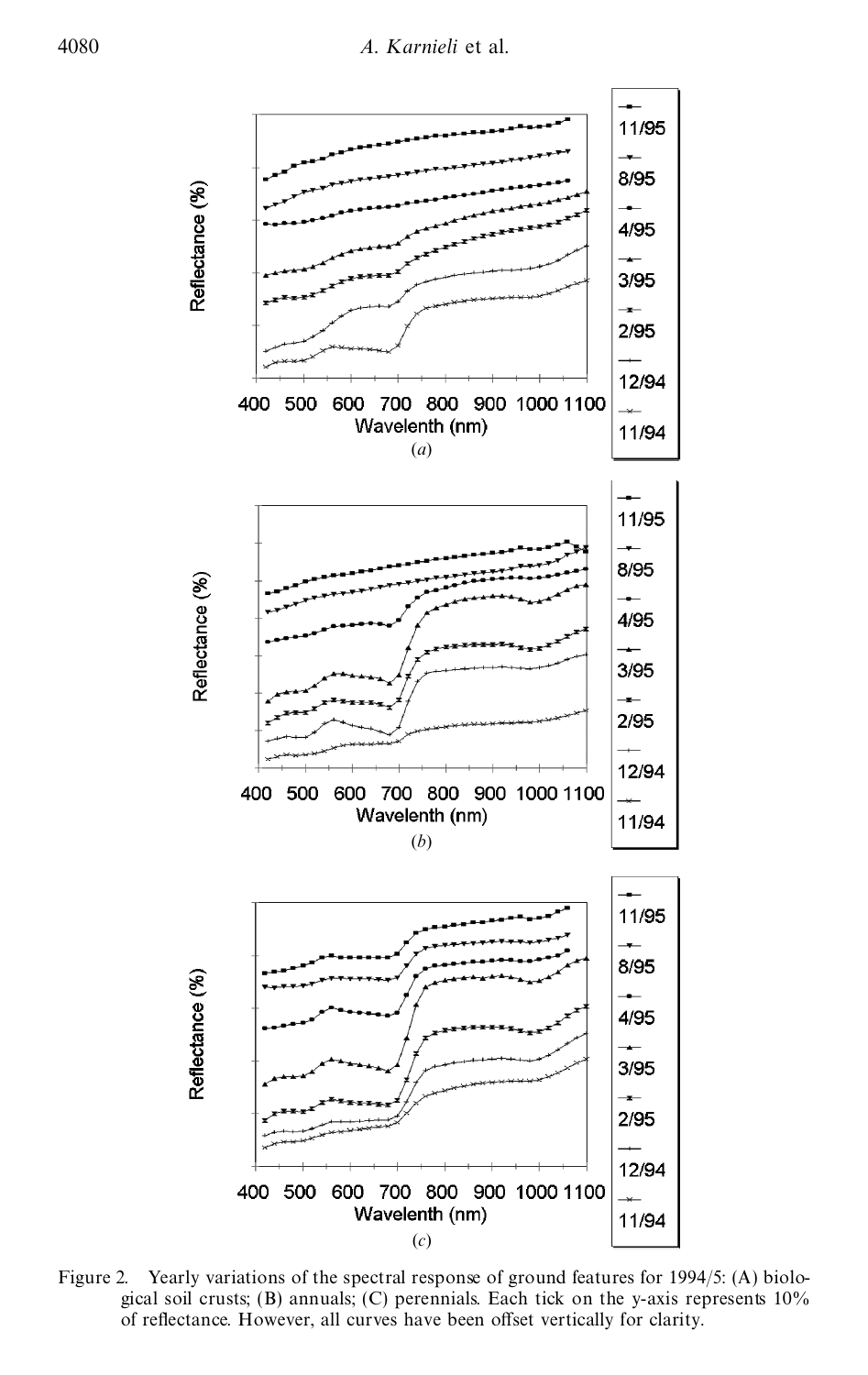Figure 2. Yearly variations of the spectral response of ground features for 1994/5: (A) biological soil crusts; (B) annuals; (C) perennials. Each tick on the y-axis represents 10% of reflectance. However, all curves have been offset vertically for clarity.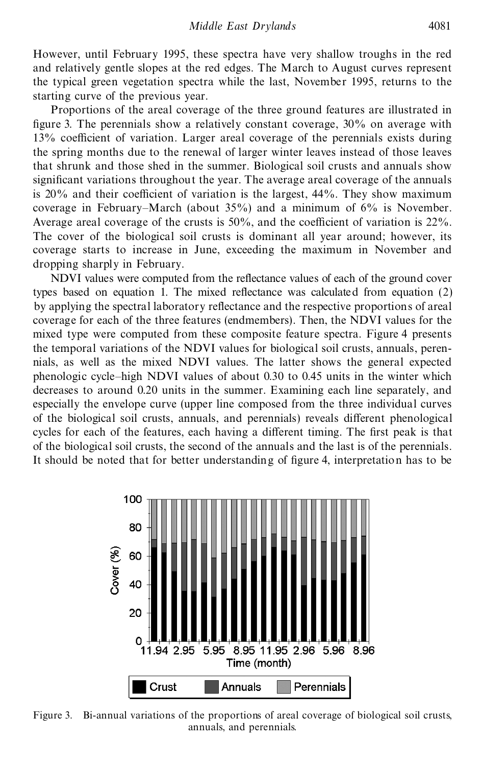However, until February 1995, these spectra have very shallow troughs in the red and relatively gentle slopes at the red edges. The March to August curves represent the typical green vegetation spectra while the last, November 1995, returns to the starting curve of the previous year.

Proportions of the areal coverage of the three ground features are illustrated in figure 3. The perennials show a relatively constant coverage, 30% on average with 13% coefficient of variation. Larger areal coverage of the perennials exists during the spring months due to the renewal of larger winter leaves instead of those leaves that shrunk and those shed in the summer. Biological soil crusts and annuals show significant variations throughout the year. The average areal coverage of the annuals is 20% and their coefficient of variation is the largest, 44%. They show maximum coverage in February–March (about 35%) and a minimum of 6% is November. Average areal coverage of the crusts is 50%, and the coefficient of variation is 22%. The cover of the biological soil crusts is dominant all year around; however, its coverage starts to increase in June, exceeding the maximum in November and dropping sharply in February.

NDVI values were computed from the reflectance values of each of the ground cover types based on equation 1. The mixed reflectance was calculated from equation (2) by applying the spectral laboratory reflectance and the respective proportions of areal coverage for each of the three features (endmembers). Then, the NDVI values for the mixed type were computed from these composite feature spectra. Figure 4 presents the temporal variations of the NDVI values for biological soil crusts, annuals, perennials, as well as the mixed NDVI values. The latter shows the general expected phenologic cycle–high NDVI values of about 0.30 to 0.45 units in the winter which decreases to around 0.20 units in the summer. Examining each line separately, and especially the envelope curve (upper line composed from the three individual curves of the biological soil crusts, annuals, and perennials) reveals different phenological cycles for each of the features, each having a different timing. The first peak is that of the biological soil crusts, the second of the annuals and the last is of the perennials. It should be noted that for better understanding of figure 4, interpretation has to be

Figure 3. Bi-annual variations of the proportions of areal coverage of biological soil crusts, annuals, and perennials.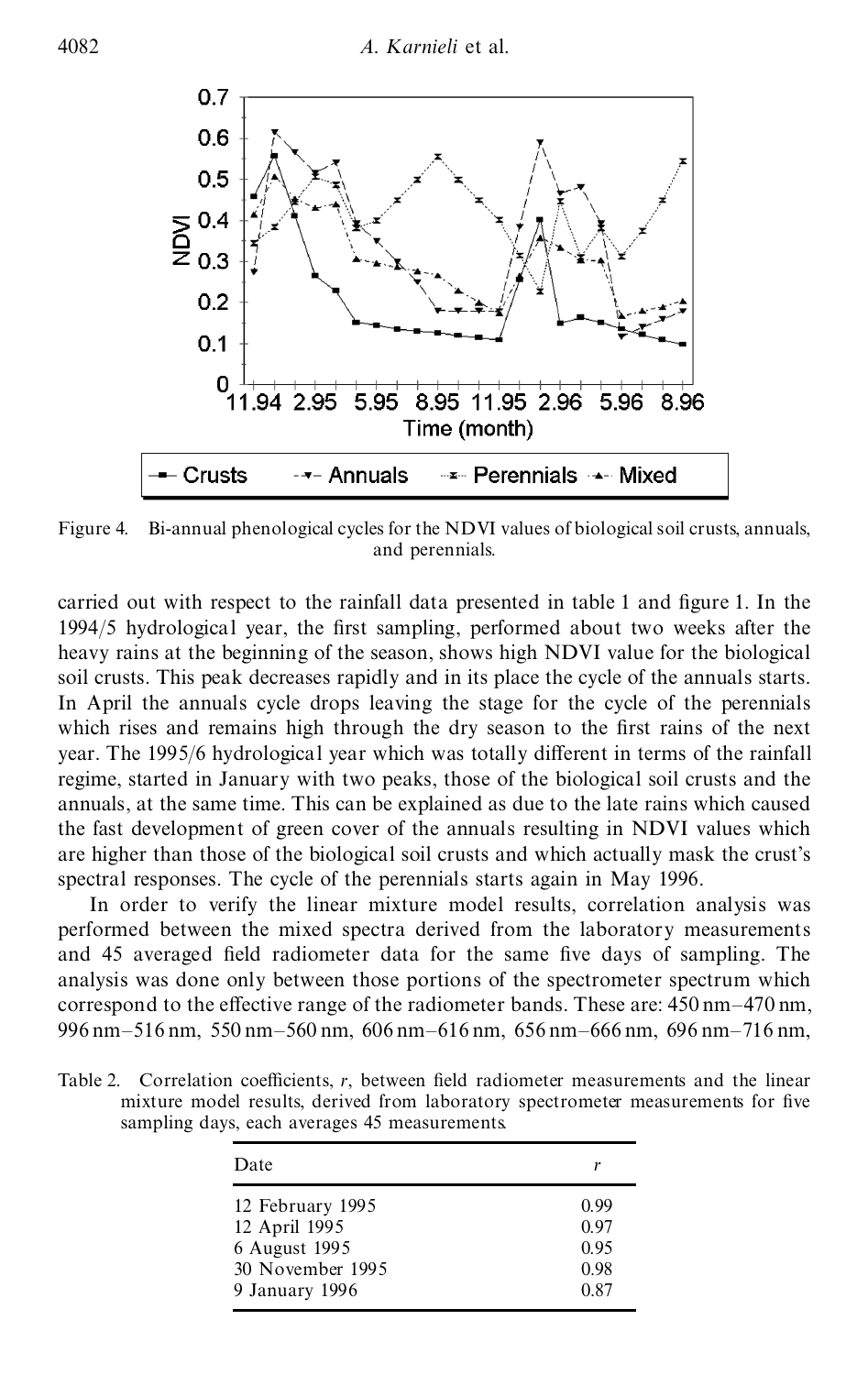Figure 4. Bi-annual phenological cycles for the NDVI values of biological soil crusts, annuals, and perennials.

carried out with respect to the rainfall data presented in table 1 and figure 1. In the 1994/5 hydrological year, the first sampling, performed about two weeks after the heavy rains at the beginning of the season, shows high NDVI value for the biological soil crusts. This peak decreases rapidly and in its place the cycle of the annuals starts. In April the annuals cycle drops leaving the stage for the cycle of the perennials which rises and remains high through the dry season to the first rains of the next year. The 1995/6 hydrological year which was totally different in terms of the rainfall regime, started in January with two peaks, those of the biological soil crusts and the annuals, at the same time. This can be explained as due to the late rains which caused the fast development of green cover of the annuals resulting in NDVI values which are higher than those of the biological soil crusts and which actually mask the crust's spectral responses. The cycle of the perennials starts again in May 1996.

In order to verify the linear mixture model results, correlation analysis was performed between the mixed spectra derived from the laboratory measurements and 45 averaged field radiometer data for the same five days of sampling. The analysis was done only between those portions of the spectrometer spectrum which correspond to the effective range of the radiometer bands. These are: 450 nm–470 nm, 996 nm–516 nm, 550 nm–560 nm, 606 nm–616 nm, 656 nm–666 nm, 696 nm–716 nm,

Table 2. Correlation coefficients, *r*, between field radiometer measurements and the linear mixture model results, derived from laboratory spectrometer measurements for five sampling days, each averages 45 measurements.

| Date | *r* |
|---|---|
| 12 February 1995 | 0.99 |
| 12 April 1995 | 0.97 |
| 6 August 1995 | 0.95 |
| 30 November 1995 | 0.98 |
| 9 January 1996 | 0.87 |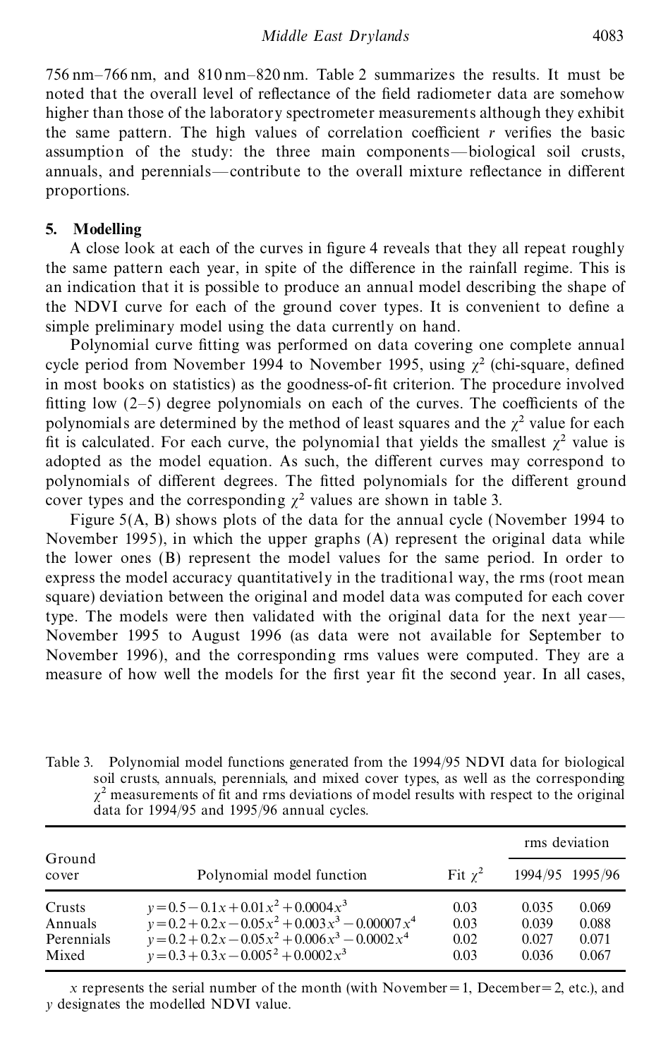756 nm–766 nm, and 810 nm–820 nm. Table 2 summarizes the results. It must be noted that the overall level of reflectance of the field radiometer data are somehow higher than those of the laboratory spectrometer measurements although they exhibit the same pattern. The high values of correlation coefficient $r$ verifies the basic assumption of the study: the three main components—biological soil crusts, annuals, and perennials—contribute to the overall mixture reflectance in different proportions.

## 5. Modelling

A close look at each of the curves in figure 4 reveals that they all repeat roughly the same pattern each year, in spite of the difference in the rainfall regime. This is an indication that it is possible to produce an annual model describing the shape of the NDVI curve for each of the ground cover types. It is convenient to define a simple preliminary model using the data currently on hand.

Polynomial curve fitting was performed on data covering one complete annual cycle period from November 1994 to November 1995, using $\chi^2$ (chi-square, defined in most books on statistics) as the goodness-of-fit criterion. The procedure involved fitting low (2–5) degree polynomials on each of the curves. The coefficients of the polynomials are determined by the method of least squares and the $\chi^2$ value for each fit is calculated. For each curve, the polynomial that yields the smallest $\chi^2$ value is adopted as the model equation. As such, the different curves may correspond to polynomials of different degrees. The fitted polynomials for the different ground cover types and the corresponding $\chi^2$ values are shown in table 3.

Figure 5(A, B) shows plots of the data for the annual cycle (November 1994 to November 1995), in which the upper graphs (A) represent the original data while the lower ones (B) represent the model values for the same period. In order to express the model accuracy quantitatively in the traditional way, the rms (root mean square) deviation between the original and model data was computed for each cover type. The models were then validated with the original data for the next year—November 1995 to August 1996 (as data were not available for September to November 1996), and the corresponding rms values were computed. They are a measure of how well the models for the first year fit the second year. In all cases,

Table 3. Polynomial model functions generated from the 1994/95 NDVI data for biological soil crusts, annuals, perennials, and mixed cover types, as well as the corresponding $\chi^2$ measurements of fit and rms deviations of model results with respect to the original data for 1994/95 and 1995/96 annual cycles.

| Ground cover | Polynomial model function | Fit $\chi^2$ | rms deviation | |
|---|---|---|---|---|
| | | | 1994/95 | 1995/96 |
| Crusts | $y=0.5-0.1x+0.01x^2+0.0004x^3$ | 0.03 | 0.035 | 0.069 |
| Annuals | $y=0.2+0.2x-0.05x^2+0.003x^3-0.00007x^4$ | 0.03 | 0.039 | 0.088 |
| Perennials | $y=0.2+0.2x-0.05x^2+0.006x^3-0.0002x^4$ | 0.02 | 0.027 | 0.071 |
| Mixed | $y=0.3+0.3x-0.005^2+0.0002x^3$ | 0.03 | 0.036 | 0.067 |

$x$ represents the serial number of the month (with November = 1, December = 2, etc.), and $y$ designates the modelled NDVI value.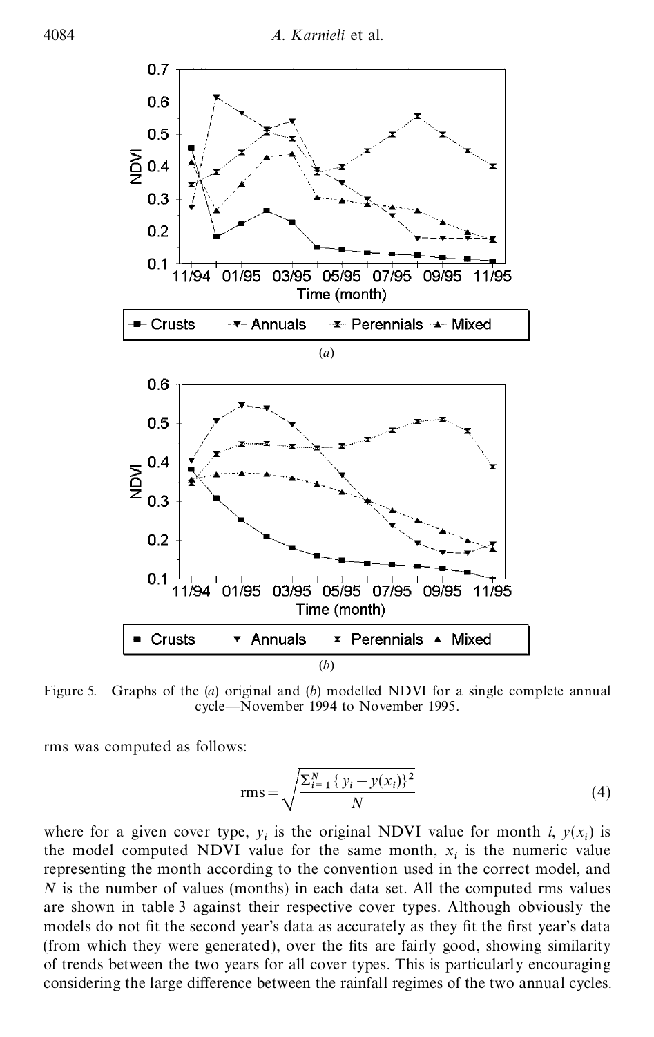Figure 5. Graphs of the (*a*) original and (*b*) modelled NDVI for a single complete annual cycle—November 1994 to November 1995.

rms was computed as follows:

$$\text{rms} = \sqrt{\frac{\sum_{i=1}^{N} \{ y_i - y(x_i) \}^2}{N}} \tag{4}$$

where for a given cover type, $y_i$ is the original NDVI value for month $i$, $y(x_i)$ is the model computed NDVI value for the same month, $x_i$ is the numeric value representing the month according to the convention used in the correct model, and $N$ is the number of values (months) in each data set. All the computed rms values are shown in table 3 against their respective cover types. Although obviously the models do not fit the second year's data as accurately as they fit the first year's data (from which they were generated), over the fits are fairly good, showing similarity of trends between the two years for all cover types. This is particularly encouraging considering the large difference between the rainfall regimes of the two annual cycles.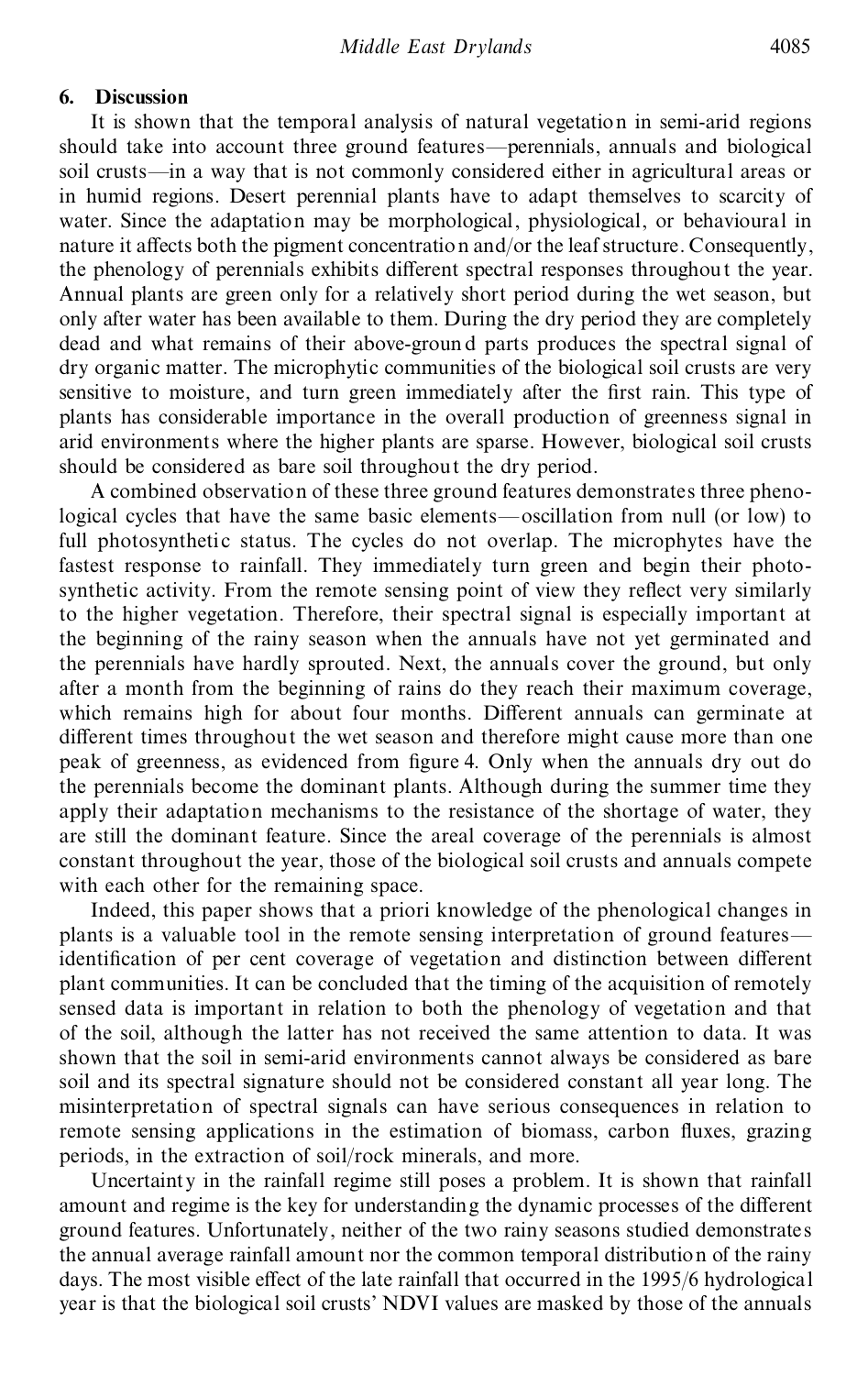## 6. Discussion

It is shown that the temporal analysis of natural vegetation in semi-arid regions should take into account three ground features—perennials, annuals and biological soil crusts—in a way that is not commonly considered either in agricultural areas or in humid regions. Desert perennial plants have to adapt themselves to scarcity of water. Since the adaptation may be morphological, physiological, or behavioural in nature it affects both the pigment concentration and/or the leaf structure. Consequently, the phenology of perennials exhibits different spectral responses throughout the year. Annual plants are green only for a relatively short period during the wet season, but only after water has been available to them. During the dry period they are completely dead and what remains of their above-ground parts produces the spectral signal of dry organic matter. The microphytic communities of the biological soil crusts are very sensitive to moisture, and turn green immediately after the first rain. This type of plants has considerable importance in the overall production of greenness signal in arid environments where the higher plants are sparse. However, biological soil crusts should be considered as bare soil throughout the dry period.

A combined observation of these three ground features demonstrates three phenological cycles that have the same basic elements—oscillation from null (or low) to full photosynthetic status. The cycles do not overlap. The microphytes have the fastest response to rainfall. They immediately turn green and begin their photosynthetic activity. From the remote sensing point of view they reflect very similarly to the higher vegetation. Therefore, their spectral signal is especially important at the beginning of the rainy season when the annuals have not yet germinated and the perennials have hardly sprouted. Next, the annuals cover the ground, but only after a month from the beginning of rains do they reach their maximum coverage, which remains high for about four months. Different annuals can germinate at different times throughout the wet season and therefore might cause more than one peak of greenness, as evidenced from figure 4. Only when the annuals dry out do the perennials become the dominant plants. Although during the summer time they apply their adaptation mechanisms to the resistance of the shortage of water, they are still the dominant feature. Since the areal coverage of the perennials is almost constant throughout the year, those of the biological soil crusts and annuals compete with each other for the remaining space.

Indeed, this paper shows that a priori knowledge of the phenological changes in plants is a valuable tool in the remote sensing interpretation of ground features—identification of per cent coverage of vegetation and distinction between different plant communities. It can be concluded that the timing of the acquisition of remotely sensed data is important in relation to both the phenology of vegetation and that of the soil, although the latter has not received the same attention to data. It was shown that the soil in semi-arid environments cannot always be considered as bare soil and its spectral signature should not be considered constant all year long. The misinterpretation of spectral signals can have serious consequences in relation to remote sensing applications in the estimation of biomass, carbon fluxes, grazing periods, in the extraction of soil/rock minerals, and more.

Uncertainty in the rainfall regime still poses a problem. It is shown that rainfall amount and regime is the key for understanding the dynamic processes of the different ground features. Unfortunately, neither of the two rainy seasons studied demonstrates the annual average rainfall amount nor the common temporal distribution of the rainy days. The most visible effect of the late rainfall that occurred in the 1995/6 hydrological year is that the biological soil crusts' NDVI values are masked by those of the annuals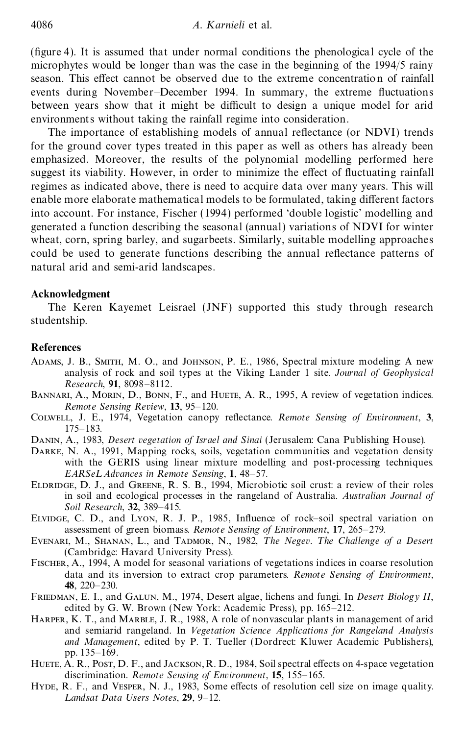(figure 4). It is assumed that under normal conditions the phenological cycle of the microphytes would be longer than was the case in the beginning of the 1994/5 rainy season. This effect cannot be observed due to the extreme concentration of rainfall events during November–December 1994. In summary, the extreme fluctuations between years show that it might be difficult to design a unique model for arid environments without taking the rainfall regime into consideration.

The importance of establishing models of annual reflectance (or NDVI) trends for the ground cover types treated in this paper as well as others has already been emphasized. Moreover, the results of the polynomial modelling performed here suggest its viability. However, in order to minimize the effect of fluctuating rainfall regimes as indicated above, there is need to acquire data over many years. This will enable more elaborate mathematical models to be formulated, taking different factors into account. For instance, Fischer (1994) performed 'double logistic' modelling and generated a function describing the seasonal (annual) variations of NDVI for winter wheat, corn, spring barley, and sugarbeets. Similarly, suitable modelling approaches could be used to generate functions describing the annual reflectance patterns of natural arid and semi-arid landscapes.

## Acknowledgment

The Keren Kayemet Leisrael (JNF) supported this study through research studentship.

## References

Adams, J. B., Smith, M. O., and Johnson, P. E., 1986, Spectral mixture modeling: A new analysis of rock and soil types at the Viking Lander 1 site. *Journal of Geophysical Research*, **91**, 8098–8112.

Bannari, A., Morin, D., Bonn, F., and Huete, A. R., 1995, A review of vegetation indices. *Remote Sensing Review*, **13**, 95–120.

Colwell, J. E., 1974, Vegetation canopy reflectance. *Remote Sensing of Environment*, **3**, 175–183.

Danin, A., 1983, *Desert vegetation of Israel and Sinai* (Jerusalem: Cana Publishing House).

Darke, N. A., 1991, Mapping rocks, soils, vegetation communities and vegetation density with the GERIS using linear mixture modelling and post-processing techniques. *EARSeL Advances in Remote Sensing*, **1**, 48–57.

Eldridge, D. J., and Greene, R. S. B., 1994, Microbiotic soil crust: a review of their roles in soil and ecological processes in the rangeland of Australia. *Australian Journal of Soil Research*, **32**, 389–415.

Elvidge, C. D., and Lyon, R. J. P., 1985, Influence of rock–soil spectral variation on assessment of green biomass. *Remote Sensing of Environment*, **17**, 265–279.

Evenari, M., Shanan, L., and Tadmor, N., 1982, *The Negev. The Challenge of a Desert* (Cambridge: Havard University Press).

Fischer, A., 1994, A model for seasonal variations of vegetations indices in coarse resolution data and its inversion to extract crop parameters. *Remote Sensing of Environment*, **48**, 220–230.

Friedman, E. I., and Galun, M., 1974, Desert algae, lichens and fungi. In *Desert Biology II*, edited by G. W. Brown (New York: Academic Press), pp. 165–212.

Harper, K. T., and Marble, J. R., 1988, A role of nonvascular plants in management of arid and semiarid rangeland. In *Vegetation Science Applications for Rangeland Analysis and Management*, edited by P. T. Tueller (Dordrect: Kluwer Academic Publishers), pp. 135–169.

Huete, A. R., Post, D. F., and Jackson, R. D., 1984, Soil spectral effects on 4-space vegetation discrimination. *Remote Sensing of Environment*, **15**, 155–165.

Hyde, R. F., and Vesper, N. J., 1983, Some effects of resolution cell size on image quality. *Landsat Data Users Notes*, **29**, 9–12.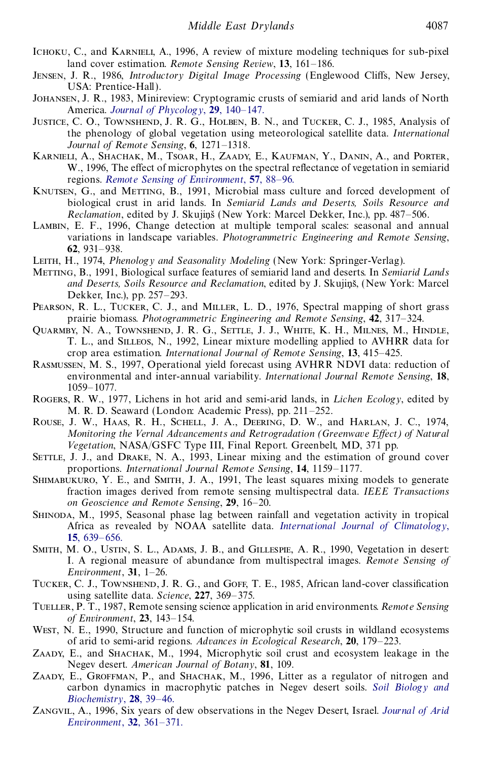Ichoku, C., and Karnieli, A., 1996, A review of mixture modeling techniques for sub-pixel land cover estimation. *Remote Sensing Review*, **13**, 161–186.

Jensen, J. R., 1986, *Introductory Digital Image Processing* (Englewood Cliffs, New Jersey, USA: Prentice-Hall).

Johansen, J. R., 1983, Minireview: Cryptogramic crusts of semiarid and arid lands of North America. *Journal of Phycology*, **29**, 140–147.

Justice, C. O., Townshend, J. R. G., Holben, B. N., and Tucker, C. J., 1985, Analysis of the phenology of global vegetation using meteorological satellite data. *International Journal of Remote Sensing*, **6**, 1271–1318.

Karnieli, A., Shachak, M., Tsoar, H., Zaady, E., Kaufman, Y., Danin, A., and Porter, W., 1996, The effect of microphytes on the spectral reflectance of vegetation in semiarid regions. *Remote Sensing of Environment*, **57**, 88–96.

Knutsen, G., and Metting, B., 1991, Microbial mass culture and forced development of biological crust in arid lands. In *Semiarid Lands and Deserts, Soils Resource and Reclamation*, edited by J. Skujiņš (New York: Marcel Dekker, Inc.), pp. 487–506.

Lambin, E. F., 1996, Change detection at multiple temporal scales: seasonal and annual variations in landscape variables. *Photogrammetric Engineering and Remote Sensing*, **62**, 931–938.

Leith, H., 1974, *Phenology and Seasonality Modeling* (New York: Springer-Verlag).

Metting, B., 1991, Biological surface features of semiarid land and deserts. In *Semiarid Lands and Deserts, Soils Resource and Reclamation*, edited by J. Skujiņš, (New York: Marcel Dekker, Inc.), pp. 257–293.

Pearson, R. L., Tucker, C. J., and Miller, L. D., 1976, Spectral mapping of short grass prairie biomass. *Photogrammetric Engineering and Remote Sensing*, **42**, 317–324.

Quarmby, N. A., Townshend, J. R. G., Settle, J. J., White, K. H., Milnes, M., Hindle, T. L., and Silleos, N., 1992, Linear mixture modelling applied to AVHRR data for crop area estimation. *International Journal of Remote Sensing*, **13**, 415–425.

Rasmussen, M. S., 1997, Operational yield forecast using AVHRR NDVI data: reduction of environmental and inter-annual variability. *International Journal Remote Sensing*, **18**, 1059–1077.

Rogers, R. W., 1977, Lichens in hot arid and semi-arid lands, in *Lichen Ecology*, edited by M. R. D. Seaward (London: Academic Press), pp. 211–252.

Rouse, J. W., Haas, R. H., Schell, J. A., Deering, D. W., and Harlan, J. C., 1974, *Monitoring the Vernal Advancements and Retrogradation (Greenwave Effect) of Natural Vegetation*, NASA/GSFC Type III, Final Report. Greenbelt, MD, 371 pp.

Settle, J. J., and Drake, N. A., 1993, Linear mixing and the estimation of ground cover proportions. *International Journal Remote Sensing*, **14**, 1159–1177.

Shimabukuro, Y. E., and Smith, J. A., 1991, The least squares mixing models to generate fraction images derived from remote sensing multispectral data. *IEEE Transactions on Geoscience and Remote Sensing*, **29**, 16–20.

Shinoda, M., 1995, Seasonal phase lag between rainfall and vegetation activity in tropical Africa as revealed by NOAA satellite data. *International Journal of Climatology*, **15**, 639–656.

Smith, M. O., Ustin, S. L., Adams, J. B., and Gillespie, A. R., 1990, Vegetation in desert: I. A regional measure of abundance from multispectral images. *Remote Sensing of Environment*, **31**, 1–26.

Tucker, C. J., Townshend, J. R. G., and Goff, T. E., 1985, African land-cover classification using satellite data. *Science*, **227**, 369–375.

Tueller, P. T., 1987, Remote sensing science application in arid environments. *Remote Sensing of Environment*, **23**, 143–154.

West, N. E., 1990, Structure and function of microphytic soil crusts in wildland ecosystems of arid to semi-arid regions. *Advances in Ecological Research*, **20**, 179–223.

Zaady, E., and Shachak, M., 1994, Microphytic soil crust and ecosystem leakage in the Negev desert. *American Journal of Botany*, **81**, 109.

Zaady, E., Groffman, P., and Shachak, M., 1996, Litter as a regulator of nitrogen and carbon dynamics in macrophytic patches in Negev desert soils. *Soil Biology and Biochemistry*, **28**, 39–46.

Zangvil, A., 1996, Six years of dew observations in the Negev Desert, Israel. *Journal of Arid Environment*, **32**, 361–371.